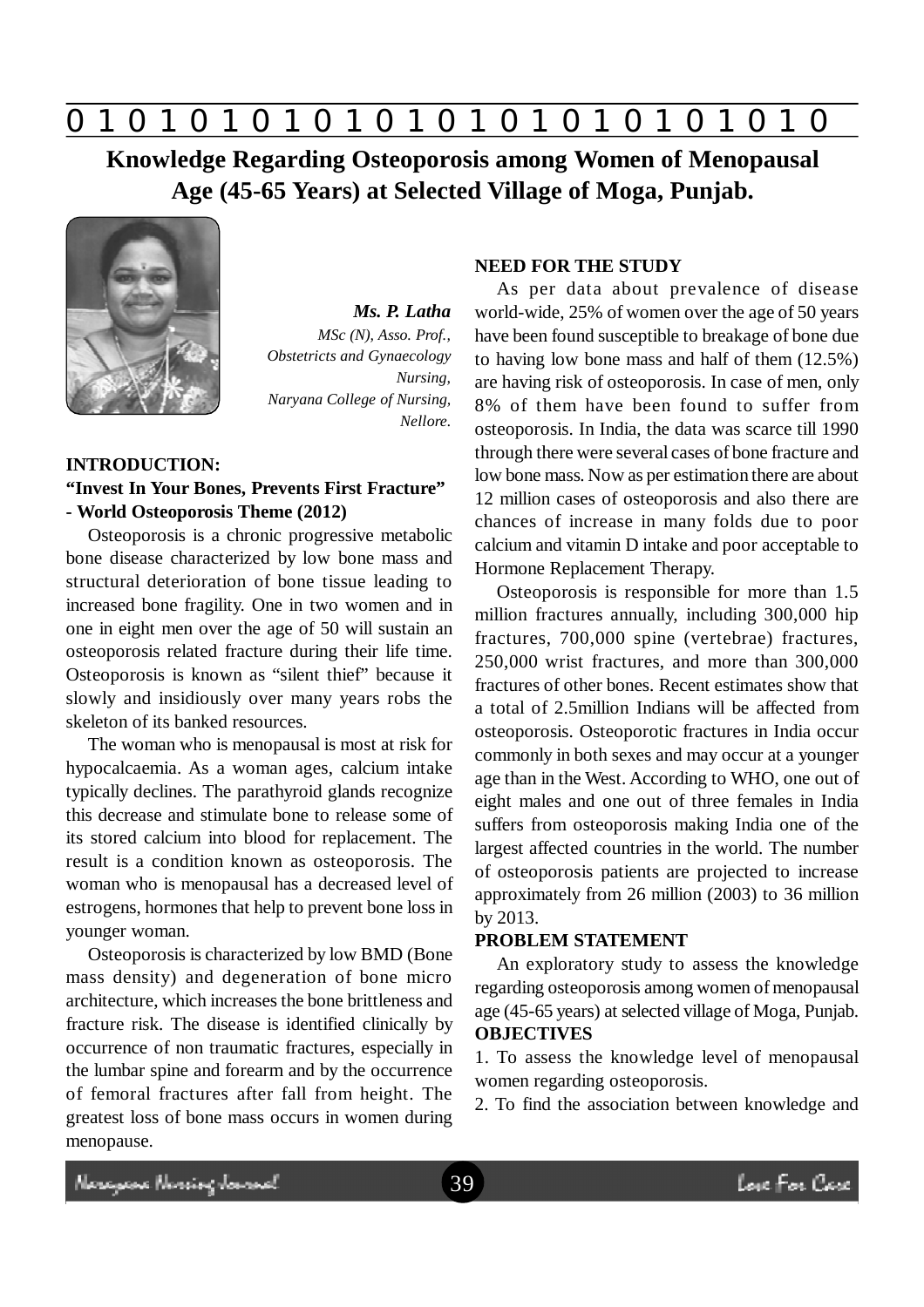# Knowledge Regarding Osteoporosis among Women of Menopausal Age (45-65 Years) at Selected Village of Moga, Punjab.

***Ms. P. Latha***
*MSc (N), Asso. Prof., Obstetricts and Gynaecology Nursing, Naryana College of Nursing, Nellore.*

**INTRODUCTION:**

**"Invest In Your Bones, Prevents First Fracture" - World Osteoporosis Theme (2012)**

Osteoporosis is a chronic progressive metabolic bone disease characterized by low bone mass and structural deterioration of bone tissue leading to increased bone fragility. One in two women and in one in eight men over the age of 50 will sustain an osteoporosis related fracture during their life time. Osteoporosis is known as "silent thief" because it slowly and insidiously over many years robs the skeleton of its banked resources.

The woman who is menopausal is most at risk for hypocalcaemia. As a woman ages, calcium intake typically declines. The parathyroid glands recognize this decrease and stimulate bone to release some of its stored calcium into blood for replacement. The result is a condition known as osteoporosis. The woman who is menopausal has a decreased level of estrogens, hormones that help to prevent bone loss in younger woman.

Osteoporosis is characterized by low BMD (Bone mass density) and degeneration of bone micro architecture, which increases the bone brittleness and fracture risk. The disease is identified clinically by occurrence of non traumatic fractures, especially in the lumbar spine and forearm and by the occurrence of femoral fractures after fall from height. The greatest loss of bone mass occurs in women during menopause.

**NEED FOR THE STUDY**

As per data about prevalence of disease world-wide, 25% of women over the age of 50 years have been found susceptible to breakage of bone due to having low bone mass and half of them (12.5%) are having risk of osteoporosis. In case of men, only 8% of them have been found to suffer from osteoporosis. In India, the data was scarce till 1990 through there were several cases of bone fracture and low bone mass. Now as per estimation there are about 12 million cases of osteoporosis and also there are chances of increase in many folds due to poor calcium and vitamin D intake and poor acceptable to Hormone Replacement Therapy.

Osteoporosis is responsible for more than 1.5 million fractures annually, including 300,000 hip fractures, 700,000 spine (vertebrae) fractures, 250,000 wrist fractures, and more than 300,000 fractures of other bones. Recent estimates show that a total of 2.5million Indians will be affected from osteoporosis. Osteoporotic fractures in India occur commonly in both sexes and may occur at a younger age than in the West. According to WHO, one out of eight males and one out of three females in India suffers from osteoporosis making India one of the largest affected countries in the world. The number of osteoporosis patients are projected to increase approximately from 26 million (2003) to 36 million by 2013.

**PROBLEM STATEMENT**

An exploratory study to assess the knowledge regarding osteoporosis among women of menopausal age (45-65 years) at selected village of Moga, Punjab.

**OBJECTIVES**

1. To assess the knowledge level of menopausal women regarding osteoporosis.
2. To find the association between knowledge and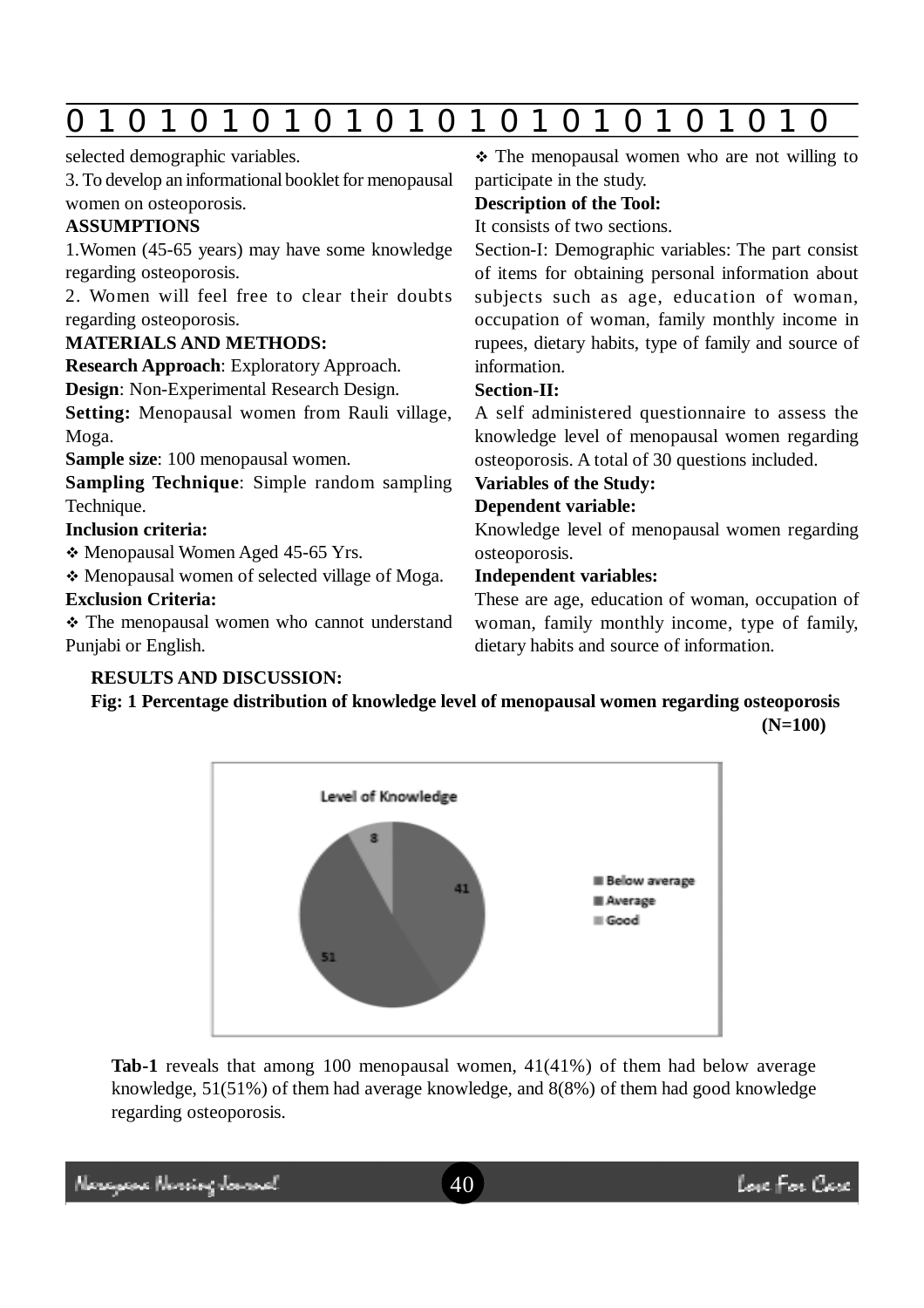selected demographic variables.

3. To develop an informational booklet for menopausal women on osteoporosis.

**ASSUMPTIONS**

1.Women (45-65 years) may have some knowledge regarding osteoporosis.

2. Women will feel free to clear their doubts regarding osteoporosis.

**MATERIALS AND METHODS:**

**Research Approach**: Exploratory Approach.

**Design**: Non-Experimental Research Design.

**Setting:** Menopausal women from Rauli village, Moga.

**Sample size**: 100 menopausal women.

**Sampling Technique**: Simple random sampling Technique.

**Inclusion criteria:**

- Menopausal Women Aged 45-65 Yrs.
- Menopausal women of selected village of Moga.

**Exclusion Criteria:**

- The menopausal women who cannot understand Punjabi or English.
- The menopausal women who are not willing to participate in the study.

**Description of the Tool:**

It consists of two sections.

Section-I: Demographic variables: The part consist of items for obtaining personal information about subjects such as age, education of woman, occupation of woman, family monthly income in rupees, dietary habits, type of family and source of information.

**Section-II:**

A self administered questionnaire to assess the knowledge level of menopausal women regarding osteoporosis. A total of 30 questions included.

**Variables of the Study:**

**Dependent variable:**

Knowledge level of menopausal women regarding osteoporosis.

**Independent variables:**

These are age, education of woman, occupation of woman, family monthly income, type of family, dietary habits and source of information.

**RESULTS AND DISCUSSION:**

**Fig: 1 Percentage distribution of knowledge level of menopausal women regarding osteoporosis**

**(N=100)**

Level of Knowledge

| Level of Knowledge | Value |
|---|---|
| Below average | 41 |
| Average | 51 |
| Good | 8 |

**Tab-1** reveals that among 100 menopausal women, 41(41%) of them had below average knowledge, 51(51%) of them had average knowledge, and 8(8%) of them had good knowledge regarding osteoporosis.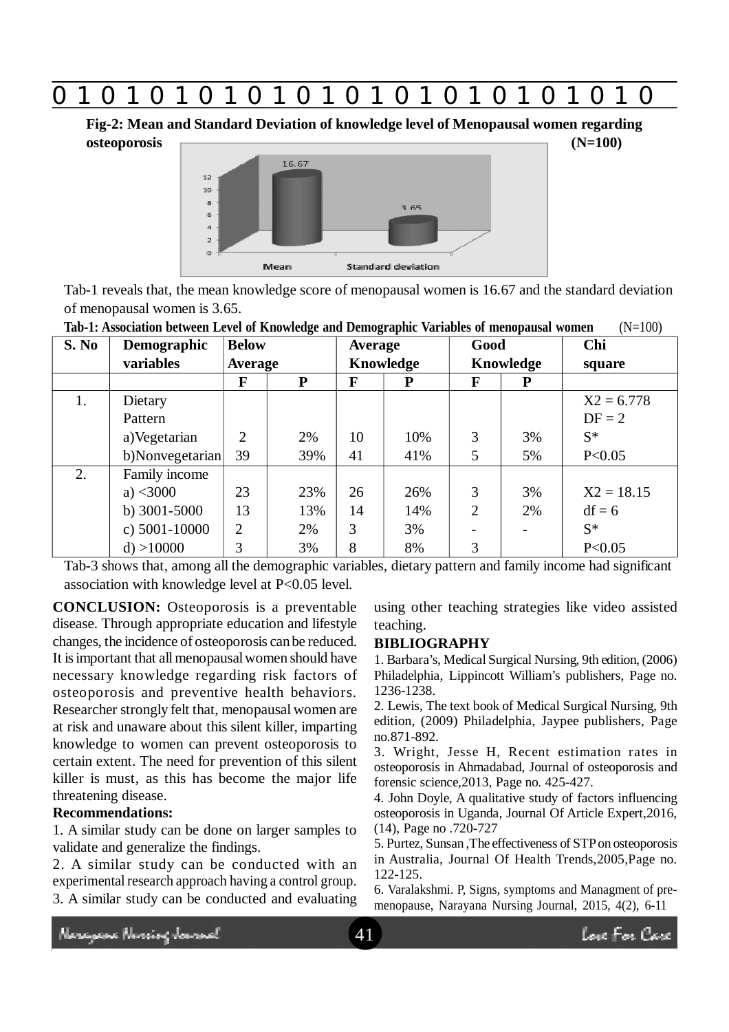**Fig-2: Mean and Standard Deviation of knowledge level of Menopausal women regarding osteoporosis (N=100)**

16.67

3.65

12
10
8
6
4
2
0

Mean
Standard deviation

Tab-1 reveals that, the mean knowledge score of menopausal women is 16.67 and the standard deviation of menopausal women is 3.65.

**Tab-1: Association between Level of Knowledge and Demographic Variables of menopausal women** (N=100)

| S. No | Demographic variables | Below Average | | Average Knowledge | | Good Knowledge | | Chi square |
|---|---|---|---|---|---|---|---|---|
| | | F | P | F | P | F | P | |
| 1. | Dietary Pattern | | | | | | | $X2 = 6.778$ DF = 2 S* |
| | a)Vegetarian | 2 | 2% | 10 | 10% | 3 | 3% | |
| | b)Nonvegetarian | 39 | 39% | 41 | 41% | 5 | 5% | $P<0.05$ |
| 2. | Family income | | | | | | | |
| | a) <3000 | 23 | 23% | 26 | 26% | 3 | 3% | $X2 = 18.15$ |
| | b) 3001-5000 | 13 | 13% | 14 | 14% | 2 | 2% | df = 6 |
| | c) 5001-10000 | 2 | 2% | 3 | 3% | - | - | S* |
| | d) >10000 | 3 | 3% | 8 | 8% | 3 | | $P<0.05$ |

Tab-3 shows that, among all the demographic variables, dietary pattern and family income had significant association with knowledge level at $P<0.05$ level.

**CONCLUSION:** Osteoporosis is a preventable disease. Through appropriate education and lifestyle changes, the incidence of osteoporosis can be reduced. It is important that all menopausal women should have necessary knowledge regarding risk factors of osteoporosis and preventive health behaviors. Researcher strongly felt that, menopausal women are at risk and unaware about this silent killer, imparting knowledge to women can prevent osteoporosis to certain extent. The need for prevention of this silent killer is must, as this has become the major life threatening disease.

**Recommendations:**

1. A similar study can be done on larger samples to validate and generalize the findings.
2. A similar study can be conducted with an experimental research approach having a control group.
3. A similar study can be conducted and evaluating using other teaching strategies like video assisted teaching.

**BIBLIOGRAPHY**

1. Barbara's, Medical Surgical Nursing, 9th edition, (2006) Philadelphia, Lippincott William's publishers, Page no. 1236-1238.
2. Lewis, The text book of Medical Surgical Nursing, 9th edition, (2009) Philadelphia, Jaypee publishers, Page no.871-892.
3. Wright, Jesse H, Recent estimation rates in osteoporosis in Ahmadabad, Journal of osteoporosis and forensic science,2013, Page no. 425-427.
4. John Doyle, A qualitative study of factors influencing osteoporosis in Uganda, Journal Of Article Expert,2016, (14), Page no .720-727
5. Purtez, Sunsan ,The effectiveness of STP on osteoporosis in Australia, Journal Of Health Trends,2005,Page no. 122-125.
6. Varalakshmi. P, Signs, symptoms and Managment of pre-menopause, Narayana Nursing Journal, 2015, 4(2), 6-11